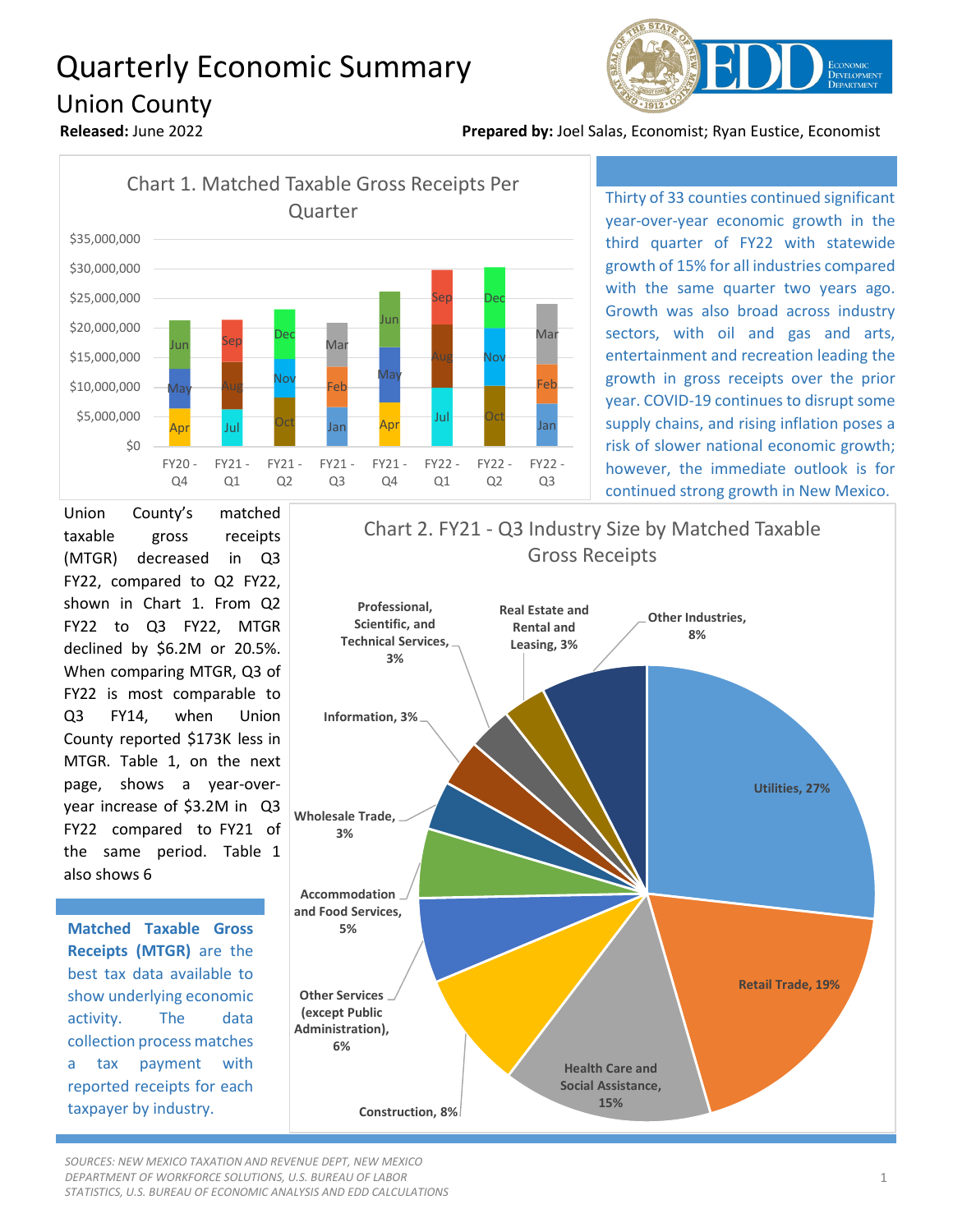# Quarterly Economic Summary

## Union County

**Released:** June 2022

**Prepared by:** Joel Salas, Economist; Ryan Eustice, Economist

Chart 1. Matched Taxable Gross Receipts Per Quarter

Thirty of 33 counties continued significant year-over-year economic growth in the third quarter of FY22 with statewide growth of 15% for all industries compared with the same quarter two years ago. Growth was also broad across industry sectors, with oil and gas and arts, entertainment and recreation leading the growth in gross receipts over the prior year. COVID-19 continues to disrupt some supply chains, and rising inflation poses a risk of slower national economic growth; however, the immediate outlook is for continued strong growth in New Mexico.

Union County's matched taxable gross receipts (MTGR) decreased in Q3 FY22, compared to Q2 FY22, shown in Chart 1. From Q2 FY22 to Q3 FY22, MTGR declined by $6.2M or 20.5%. When comparing MTGR, Q3 of FY22 is most comparable to Q3 FY14, when Union County reported $173K less in MTGR. Table 1, on the next page, shows a year-over-year increase of $3.2M in Q3 FY22 compared to FY21 of the same period. Table 1 also shows 6

**Matched Taxable Gross Receipts (MTGR)** are the best tax data available to show underlying economic activity. The data collection process matches a tax payment with reported receipts for each taxpayer by industry.

Chart 2. FY21 - Q3 Industry Size by Matched Taxable Gross Receipts

SOURCES: NEW MEXICO TAXATION AND REVENUE DEPT, NEW MEXICO DEPARTMENT OF WORKFORCE SOLUTIONS, U.S. BUREAU OF LABOR STATISTICS, U.S. BUREAU OF ECONOMIC ANALYSIS AND EDD CALCULATIONS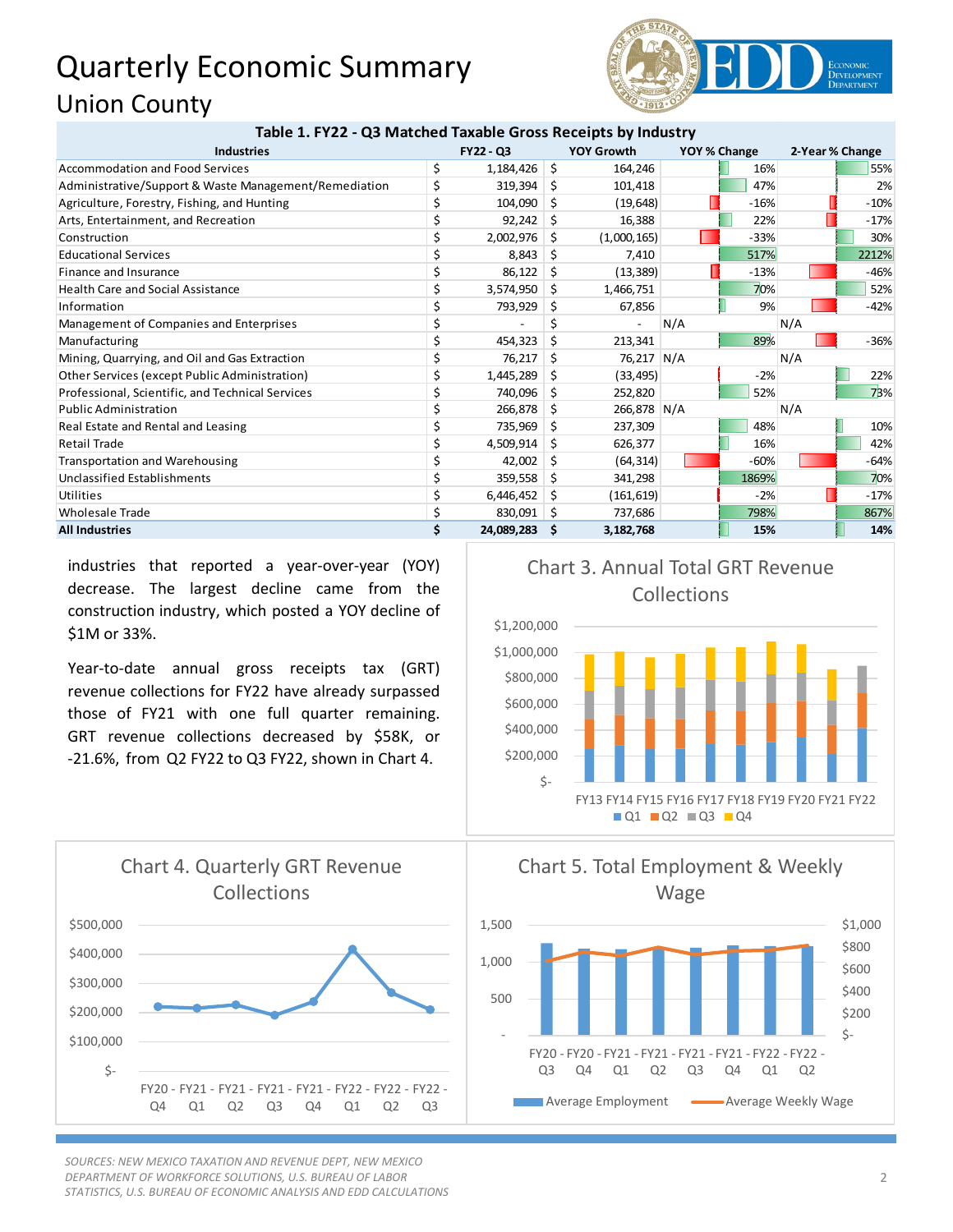# Quarterly Economic Summary

## Union County

**Table 1. FY22 - Q3 Matched Taxable Gross Receipts by Industry**

| Industries | FY22 - Q3 | YOY Growth | YOY % Change | 2-Year % Change |
|---|---|---|---|---|
| Accommodation and Food Services | $ 1,184,426 | $ 164,246 | 16% | 55% |
| Administrative/Support & Waste Management/Remediation | $ 319,394 | $ 101,418 | 47% | 2% |
| Agriculture, Forestry, Fishing, and Hunting | $ 104,090 | $ (19,648) | -16% | -10% |
| Arts, Entertainment, and Recreation | $ 92,242 | $ 16,388 | 22% | -17% |
| Construction | $ 2,002,976 | $ (1,000,165) | -33% | 30% |
| Educational Services | $ 8,843 | $ 7,410 | 517% | 2212% |
| Finance and Insurance | $ 86,122 | $ (13,389) | -13% | -46% |
| Health Care and Social Assistance | $ 3,574,950 | $ 1,466,751 | 70% | 52% |
| Information | $ 793,929 | $ 67,856 | 9% | -42% |
| Management of Companies and Enterprises | $ - | $ - | N/A | N/A |
| Manufacturing | $ 454,323 | $ 213,341 | 89% | -36% |
| Mining, Quarrying, and Oil and Gas Extraction | $ 76,217 | $ 76,217 | N/A | N/A |
| Other Services (except Public Administration) | $ 1,445,289 | $ (33,495) | -2% | 22% |
| Professional, Scientific, and Technical Services | $ 740,096 | $ 252,820 | 52% | 73% |
| Public Administration | $ 266,878 | $ 266,878 | N/A | N/A |
| Real Estate and Rental and Leasing | $ 735,969 | $ 237,309 | 48% | 10% |
| Retail Trade | $ 4,509,914 | $ 626,377 | 16% | 42% |
| Transportation and Warehousing | $ 42,002 | $ (64,314) | -60% | -64% |
| Unclassified Establishments | $ 359,558 | $ 341,298 | 1869% | 70% |
| Utilities | $ 6,446,452 | $ (161,619) | -2% | -17% |
| Wholesale Trade | $ 830,091 | $ 737,686 | 798% | 867% |
| **All Industries** | **$ 24,089,283** | **$ 3,182,768** | **15%** | **14%** |

industries that reported a year-over-year (YOY) decrease. The largest decline came from the construction industry, which posted a YOY decline of $1M or 33%.

Year-to-date annual gross receipts tax (GRT) revenue collections for FY22 have already surpassed those of FY21 with one full quarter remaining. GRT revenue collections decreased by $58K, or -21.6%, from Q2 FY22 to Q3 FY22, shown in Chart 4.

Chart 3. Annual Total GRT Revenue Collections

Chart 4. Quarterly GRT Revenue Collections

Chart 5. Total Employment & Weekly Wage

*SOURCES: NEW MEXICO TAXATION AND REVENUE DEPT, NEW MEXICO DEPARTMENT OF WORKFORCE SOLUTIONS, U.S. BUREAU OF LABOR STATISTICS, U.S. BUREAU OF ECONOMIC ANALYSIS AND EDD CALCULATIONS*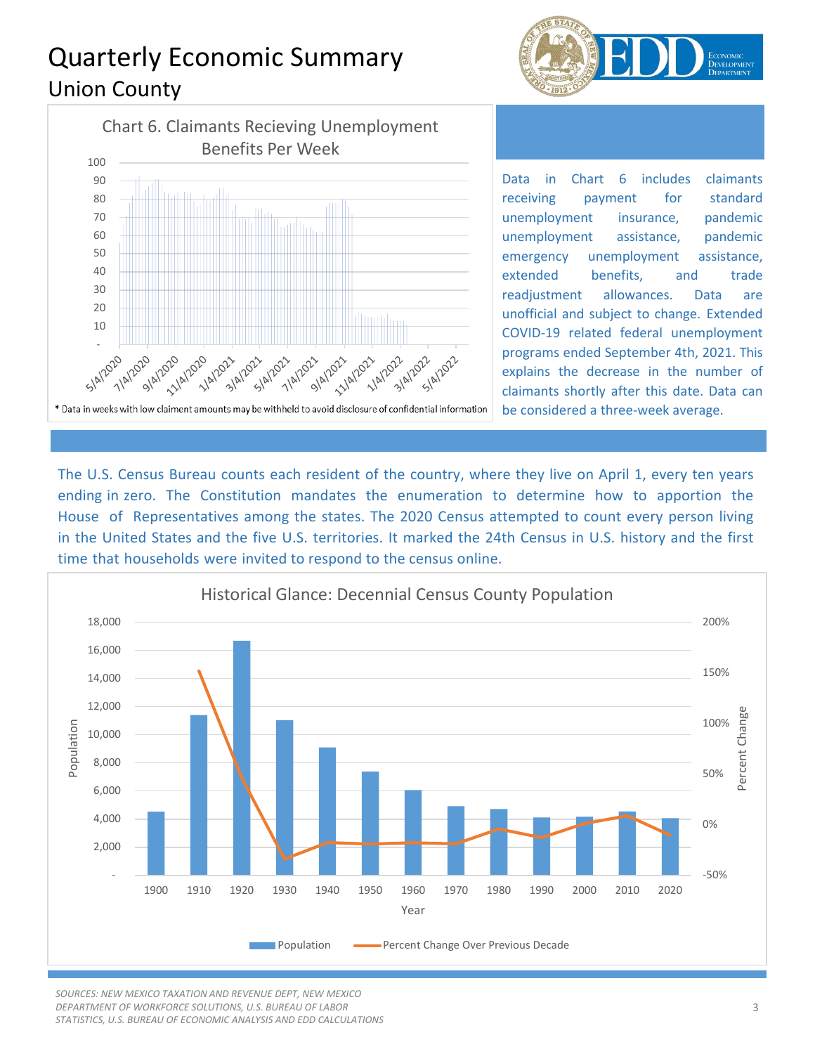# Quarterly Economic Summary

## Union County

Chart 6. Claimants Recieving Unemployment Benefits Per Week

100
90
80
70
60
50
40
30
20
10
-

5/4/2020 7/4/2020 9/4/2020 11/4/2020 1/4/2021 3/4/2021 5/4/2021 7/4/2021 9/4/2021 11/4/2021 1/4/2022 3/4/2022 5/4/2022

\* Data in weeks with low claiment amounts may be withheld to avoid disclosure of confidential information

Data in Chart 6 includes claimants receiving payment for standard unemployment insurance, pandemic unemployment assistance, pandemic emergency unemployment assistance, extended benefits, and trade readjustment allowances. Data are unofficial and subject to change. Extended COVID-19 related federal unemployment programs ended September 4th, 2021. This explains the decrease in the number of claimants shortly after this date. Data can be considered a three-week average.

The U.S. Census Bureau counts each resident of the country, where they live on April 1, every ten years ending in zero. The Constitution mandates the enumeration to determine how to apportion the House of Representatives among the states. The 2020 Census attempted to count every person living in the United States and the five U.S. territories. It marked the 24th Census in U.S. history and the first time that households were invited to respond to the census online.

Historical Glance: Decennial Census County Population

Population: 18,000 16,000 14,000 12,000 10,000 8,000 6,000 4,000 2,000 -

Percent Change: 200% 150% 100% 50% 0% -50%

Year: 1900 1910 1920 1930 1940 1950 1960 1970 1980 1990 2000 2010 2020

Population — Percent Change Over Previous Decade

*SOURCES: NEW MEXICO TAXATION AND REVENUE DEPT, NEW MEXICO DEPARTMENT OF WORKFORCE SOLUTIONS, U.S. BUREAU OF LABOR STATISTICS, U.S. BUREAU OF ECONOMIC ANALYSIS AND EDD CALCULATIONS*